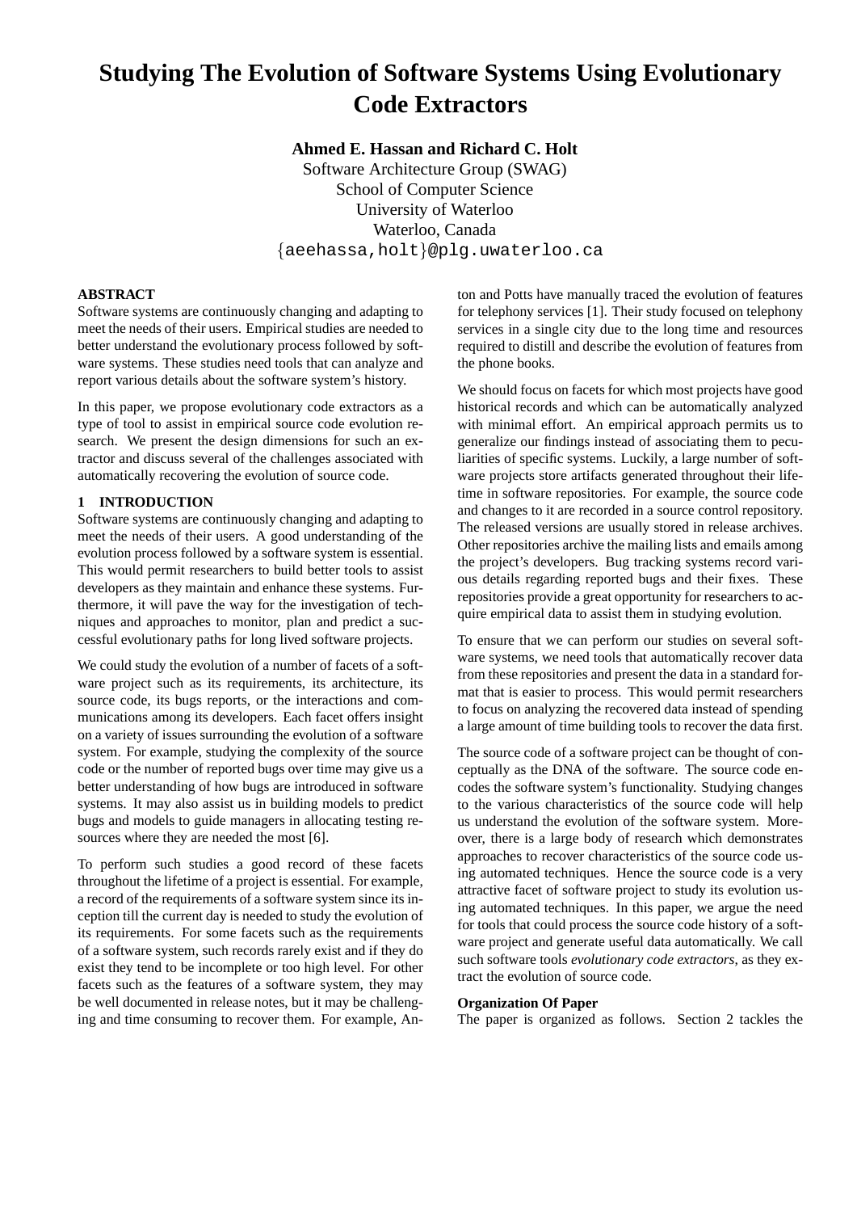# Studying The Evolution of Software Systems Using Evolutionary Code Extractors

**Ahmed E. Hassan and Richard C. Holt**

Software Architecture Group (SWAG)
School of Computer Science
University of Waterloo
Waterloo, Canada
{aeehassa,holt}@plg.uwaterloo.ca

## ABSTRACT

Software systems are continuously changing and adapting to meet the needs of their users. Empirical studies are needed to better understand the evolutionary process followed by software systems. These studies need tools that can analyze and report various details about the software system's history.

In this paper, we propose evolutionary code extractors as a type of tool to assist in empirical source code evolution research. We present the design dimensions for such an extractor and discuss several of the challenges associated with automatically recovering the evolution of source code.

## 1 INTRODUCTION

Software systems are continuously changing and adapting to meet the needs of their users. A good understanding of the evolution process followed by a software system is essential. This would permit researchers to build better tools to assist developers as they maintain and enhance these systems. Furthermore, it will pave the way for the investigation of techniques and approaches to monitor, plan and predict a successful evolutionary paths for long lived software projects.

We could study the evolution of a number of facets of a software project such as its requirements, its architecture, its source code, its bugs reports, or the interactions and communications among its developers. Each facet offers insight on a variety of issues surrounding the evolution of a software system. For example, studying the complexity of the source code or the number of reported bugs over time may give us a better understanding of how bugs are introduced in software systems. It may also assist us in building models to predict bugs and models to guide managers in allocating testing resources where they are needed the most [6].

To perform such studies a good record of these facets throughout the lifetime of a project is essential. For example, a record of the requirements of a software system since its inception till the current day is needed to study the evolution of its requirements. For some facets such as the requirements of a software system, such records rarely exist and if they do exist they tend to be incomplete or too high level. For other facets such as the features of a software system, they may be well documented in release notes, but it may be challenging and time consuming to recover them. For example, Anton and Potts have manually traced the evolution of features for telephony services [1]. Their study focused on telephony services in a single city due to the long time and resources required to distill and describe the evolution of features from the phone books.

We should focus on facets for which most projects have good historical records and which can be automatically analyzed with minimal effort. An empirical approach permits us to generalize our findings instead of associating them to peculiarities of specific systems. Luckily, a large number of software projects store artifacts generated throughout their lifetime in software repositories. For example, the source code and changes to it are recorded in a source control repository. The released versions are usually stored in release archives. Other repositories archive the mailing lists and emails among the project's developers. Bug tracking systems record various details regarding reported bugs and their fixes. These repositories provide a great opportunity for researchers to acquire empirical data to assist them in studying evolution.

To ensure that we can perform our studies on several software systems, we need tools that automatically recover data from these repositories and present the data in a standard format that is easier to process. This would permit researchers to focus on analyzing the recovered data instead of spending a large amount of time building tools to recover the data first.

The source code of a software project can be thought of conceptually as the DNA of the software. The source code encodes the software system's functionality. Studying changes to the various characteristics of the source code will help us understand the evolution of the software system. Moreover, there is a large body of research which demonstrates approaches to recover characteristics of the source code using automated techniques. Hence the source code is a very attractive facet of software project to study its evolution using automated techniques. In this paper, we argue the need for tools that could process the source code history of a software project and generate useful data automatically. We call such software tools *evolutionary code extractors*, as they extract the evolution of source code.

### Organization Of Paper

The paper is organized as follows. Section 2 tackles the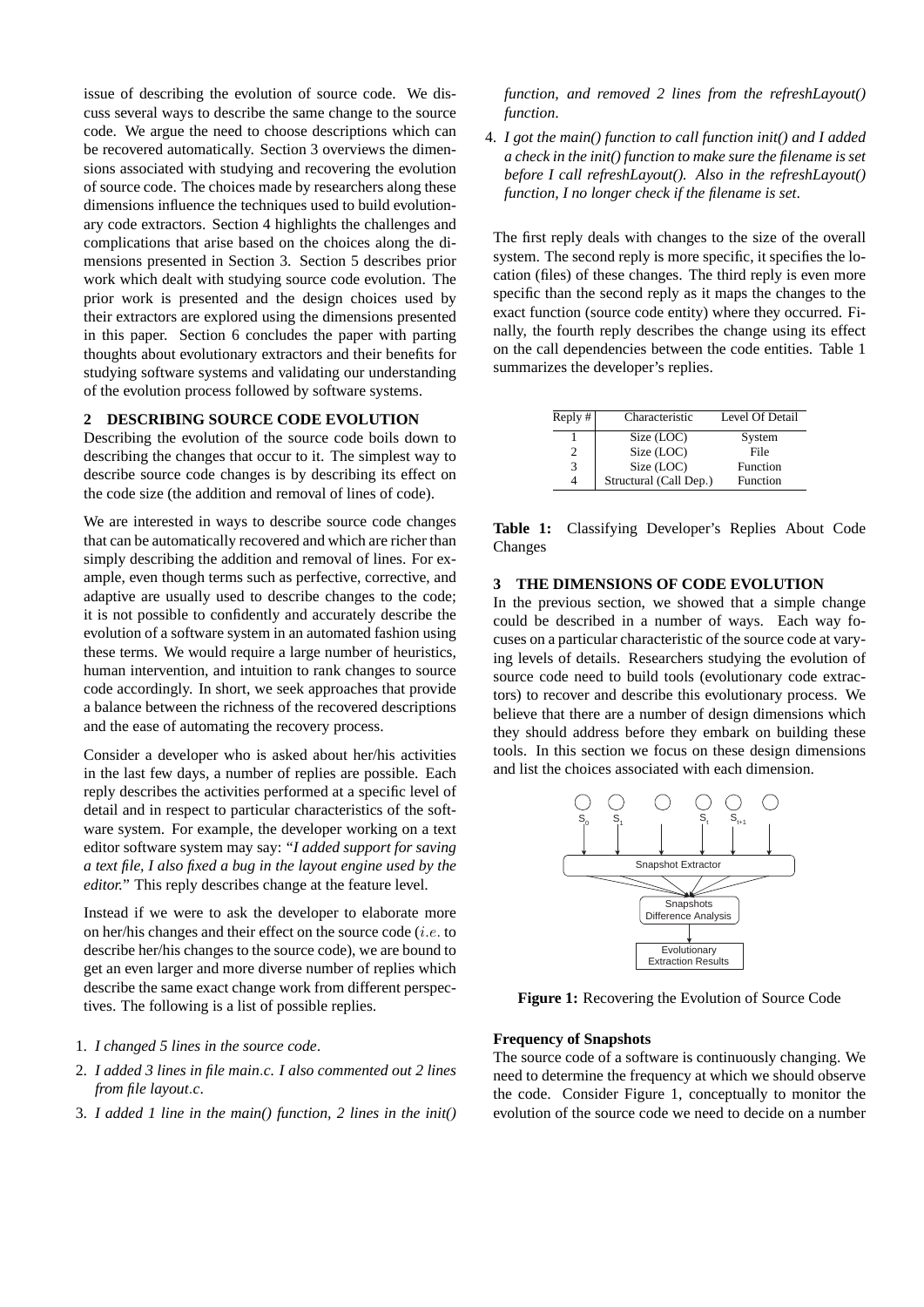issue of describing the evolution of source code. We discuss several ways to describe the same change to the source code. We argue the need to choose descriptions which can be recovered automatically. Section 3 overviews the dimensions associated with studying and recovering the evolution of source code. The choices made by researchers along these dimensions influence the techniques used to build evolutionary code extractors. Section 4 highlights the challenges and complications that arise based on the choices along the dimensions presented in Section 3. Section 5 describes prior work which dealt with studying source code evolution. The prior work is presented and the design choices used by their extractors are explored using the dimensions presented in this paper. Section 6 concludes the paper with parting thoughts about evolutionary extractors and their benefits for studying software systems and validating our understanding of the evolution process followed by software systems.

## 2 DESCRIBING SOURCE CODE EVOLUTION

Describing the evolution of the source code boils down to describing the changes that occur to it. The simplest way to describe source code changes is by describing its effect on the code size (the addition and removal of lines of code).

We are interested in ways to describe source code changes that can be automatically recovered and which are richer than simply describing the addition and removal of lines. For example, even though terms such as perfective, corrective, and adaptive are usually used to describe changes to the code; it is not possible to confidently and accurately describe the evolution of a software system in an automated fashion using these terms. We would require a large number of heuristics, human intervention, and intuition to rank changes to source code accordingly. In short, we seek approaches that provide a balance between the richness of the recovered descriptions and the ease of automating the recovery process.

Consider a developer who is asked about her/his activities in the last few days, a number of replies are possible. Each reply describes the activities performed at a specific level of detail and in respect to particular characteristics of the software system. For example, the developer working on a text editor software system may say: "*I added support for saving a text file, I also fixed a bug in the layout engine used by the editor.*" This reply describes change at the feature level.

Instead if we were to ask the developer to elaborate more on her/his changes and their effect on the source code (*i.e.* to describe her/his changes to the source code), we are bound to get an even larger and more diverse number of replies which describe the same exact change work from different perspectives. The following is a list of possible replies.

1. *I changed 5 lines in the source code*.
2. *I added 3 lines in file main.c. I also commented out 2 lines from file layout.c*.
3. *I added 1 line in the main() function, 2 lines in the init() function, and removed 2 lines from the refreshLayout() function*.
4. *I got the main() function to call function init() and I added a check in the init() function to make sure the filename is set before I call refreshLayout(). Also in the refreshLayout() function, I no longer check if the filename is set*.

The first reply deals with changes to the size of the overall system. The second reply is more specific, it specifies the location (files) of these changes. The third reply is even more specific than the second reply as it maps the changes to the exact function (source code entity) where they occurred. Finally, the fourth reply describes the change using its effect on the call dependencies between the code entities. Table 1 summarizes the developer's replies.

| Reply # | Characteristic | Level Of Detail |
|---|---|---|
| 1 | Size (LOC) | System |
| 2 | Size (LOC) | File |
| 3 | Size (LOC) | Function |
| 4 | Structural (Call Dep.) | Function |

**Table 1:** Classifying Developer's Replies About Code Changes

## 3 THE DIMENSIONS OF CODE EVOLUTION

In the previous section, we showed that a simple change could be described in a number of ways. Each way focuses on a particular characteristic of the source code at varying levels of details. Researchers studying the evolution of source code need to build tools (evolutionary code extractors) to recover and describe this evolutionary process. We believe that there are a number of design dimensions which they should address before they embark on building these tools. In this section we focus on these design dimensions and list the choices associated with each dimension.

**Figure 1:** Recovering the Evolution of Source Code

### Frequency of Snapshots

The source code of a software is continuously changing. We need to determine the frequency at which we should observe the code. Consider Figure 1, conceptually to monitor the evolution of the source code we need to decide on a number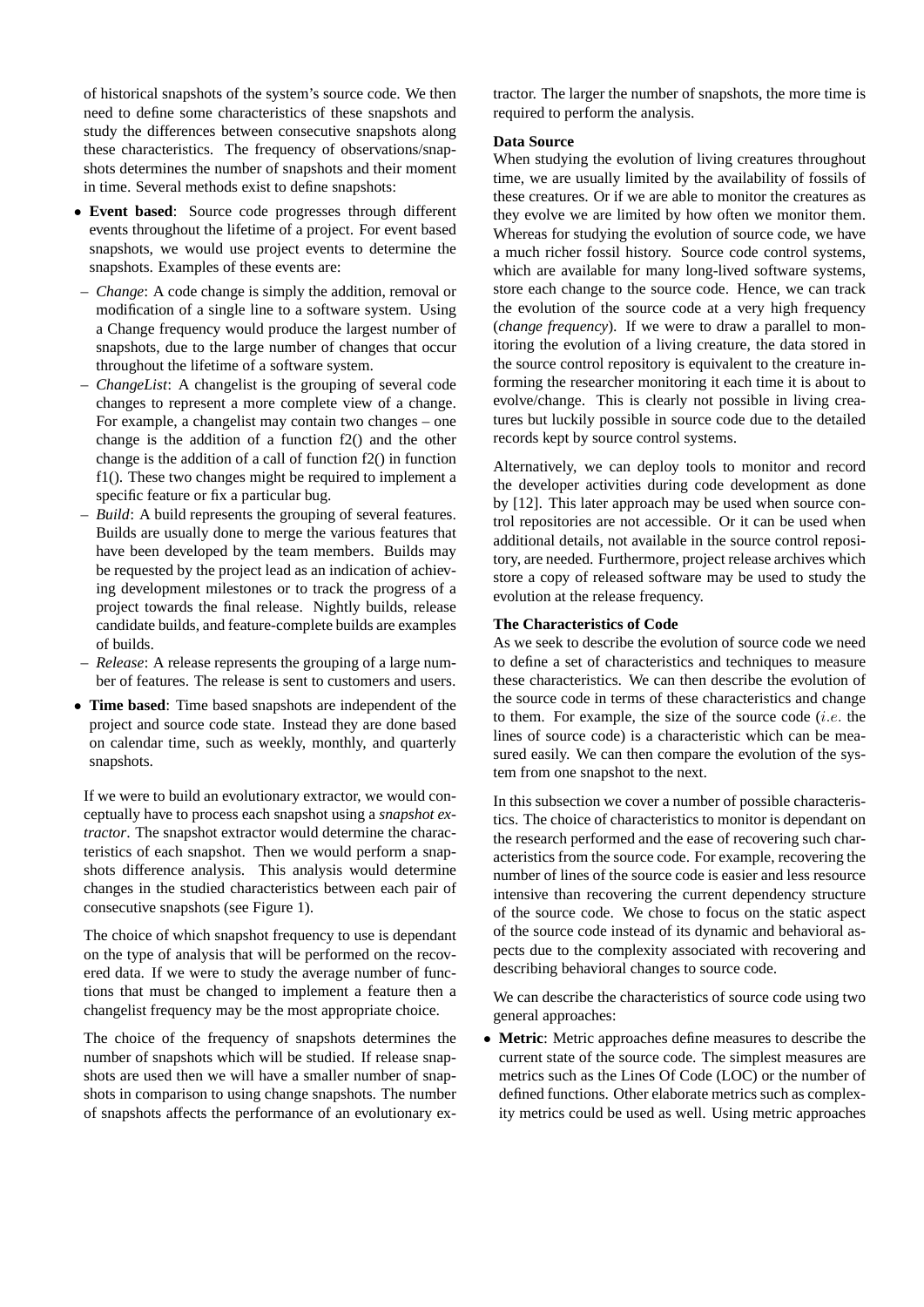of historical snapshots of the system's source code. We then need to define some characteristics of these snapshots and study the differences between consecutive snapshots along these characteristics. The frequency of observations/snapshots determines the number of snapshots and their moment in time. Several methods exist to define snapshots:

- **Event based**: Source code progresses through different events throughout the lifetime of a project. For event based snapshots, we would use project events to determine the snapshots. Examples of these events are:
  - *Change*: A code change is simply the addition, removal or modification of a single line to a software system. Using a Change frequency would produce the largest number of snapshots, due to the large number of changes that occur throughout the lifetime of a software system.
  - *ChangeList*: A changelist is the grouping of several code changes to represent a more complete view of a change. For example, a changelist may contain two changes – one change is the addition of a function f2() and the other change is the addition of a call of function f2() in function f1(). These two changes might be required to implement a specific feature or fix a particular bug.
  - *Build*: A build represents the grouping of several features. Builds are usually done to merge the various features that have been developed by the team members. Builds may be requested by the project lead as an indication of achieving development milestones or to track the progress of a project towards the final release. Nightly builds, release candidate builds, and feature-complete builds are examples of builds.
  - *Release*: A release represents the grouping of a large number of features. The release is sent to customers and users.
- **Time based**: Time based snapshots are independent of the project and source code state. Instead they are done based on calendar time, such as weekly, monthly, and quarterly snapshots.

If we were to build an evolutionary extractor, we would conceptually have to process each snapshot using a *snapshot extractor*. The snapshot extractor would determine the characteristics of each snapshot. Then we would perform a snapshots difference analysis. This analysis would determine changes in the studied characteristics between each pair of consecutive snapshots (see Figure 1).

The choice of which snapshot frequency to use is dependant on the type of analysis that will be performed on the recovered data. If we were to study the average number of functions that must be changed to implement a feature then a changelist frequency may be the most appropriate choice.

The choice of the frequency of snapshots determines the number of snapshots which will be studied. If release snapshots are used then we will have a smaller number of snapshots in comparison to using change snapshots. The number of snapshots affects the performance of an evolutionary extractor. The larger the number of snapshots, the more time is required to perform the analysis.

**Data Source**

When studying the evolution of living creatures throughout time, we are usually limited by the availability of fossils of these creatures. Or if we are able to monitor the creatures as they evolve we are limited by how often we monitor them. Whereas for studying the evolution of source code, we have a much richer fossil history. Source code control systems, which are available for many long-lived software systems, store each change to the source code. Hence, we can track the evolution of the source code at a very high frequency (*change frequency*). If we were to draw a parallel to monitoring the evolution of a living creature, the data stored in the source control repository is equivalent to the creature informing the researcher monitoring it each time it is about to evolve/change. This is clearly not possible in living creatures but luckily possible in source code due to the detailed records kept by source control systems.

Alternatively, we can deploy tools to monitor and record the developer activities during code development as done by [12]. This later approach may be used when source control repositories are not accessible. Or it can be used when additional details, not available in the source control repository, are needed. Furthermore, project release archives which store a copy of released software may be used to study the evolution at the release frequency.

**The Characteristics of Code**

As we seek to describe the evolution of source code we need to define a set of characteristics and techniques to measure these characteristics. We can then describe the evolution of the source code in terms of these characteristics and change to them. For example, the size of the source code (*i.e.* the lines of source code) is a characteristic which can be measured easily. We can then compare the evolution of the system from one snapshot to the next.

In this subsection we cover a number of possible characteristics. The choice of characteristics to monitor is dependant on the research performed and the ease of recovering such characteristics from the source code. For example, recovering the number of lines of the source code is easier and less resource intensive than recovering the current dependency structure of the source code. We chose to focus on the static aspect of the source code instead of its dynamic and behavioral aspects due to the complexity associated with recovering and describing behavioral changes to source code.

We can describe the characteristics of source code using two general approaches:

- **Metric**: Metric approaches define measures to describe the current state of the source code. The simplest measures are metrics such as the Lines Of Code (LOC) or the number of defined functions. Other elaborate metrics such as complexity metrics could be used as well. Using metric approaches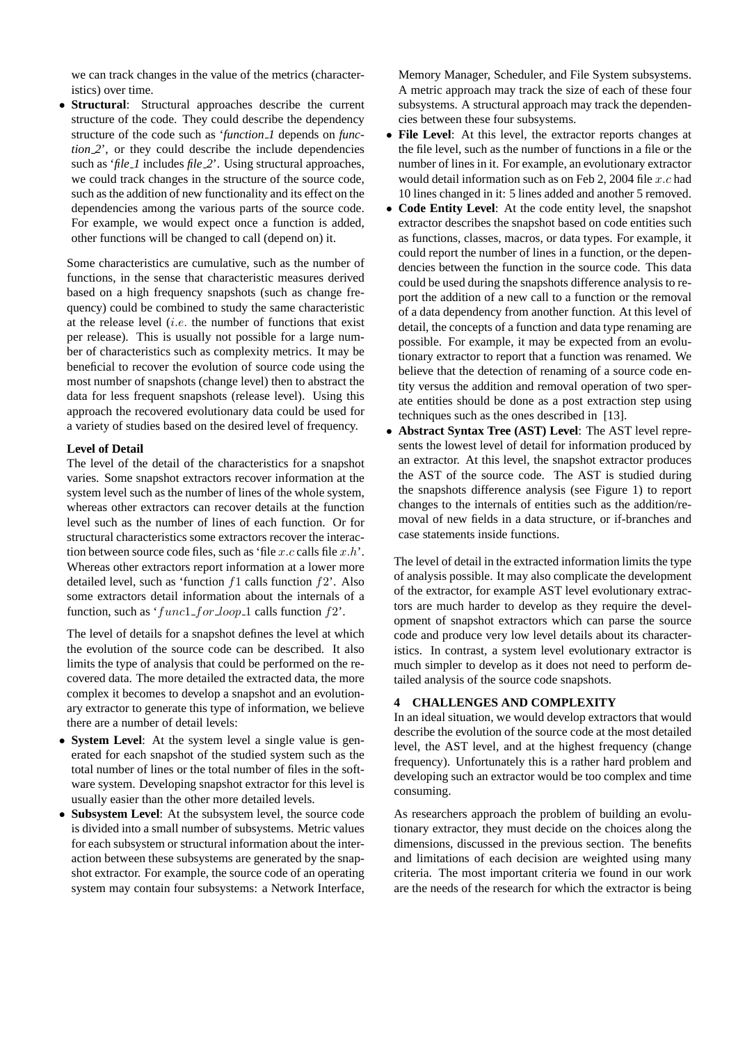we can track changes in the value of the metrics (characteristics) over time.

- **Structural**: Structural approaches describe the current structure of the code. They could describe the dependency structure of the code such as '*function_1* depends on *function_2*', or they could describe the include dependencies such as '*file_1* includes *file_2*'. Using structural approaches, we could track changes in the structure of the source code, such as the addition of new functionality and its effect on the dependencies among the various parts of the source code. For example, we would expect once a function is added, other functions will be changed to call (depend on) it.

Some characteristics are cumulative, such as the number of functions, in the sense that characteristic measures derived based on a high frequency snapshots (such as change frequency) could be combined to study the same characteristic at the release level (*i.e.* the number of functions that exist per release). This is usually not possible for a large number of characteristics such as complexity metrics. It may be beneficial to recover the evolution of source code using the most number of snapshots (change level) then to abstract the data for less frequent snapshots (release level). Using this approach the recovered evolutionary data could be used for a variety of studies based on the desired level of frequency.

**Level of Detail**

The level of the detail of the characteristics for a snapshot varies. Some snapshot extractors recover information at the system level such as the number of lines of the whole system, whereas other extractors can recover details at the function level such as the number of lines of each function. Or for structural characteristics some extractors recover the interaction between source code files, such as 'file $x.c$ calls file $x.h$'. Whereas other extractors report information at a lower more detailed level, such as 'function $f1$ calls function $f2$'. Also some extractors detail information about the internals of a function, such as '$func1\_for\_loop\_1$ calls function $f2$'.

The level of details for a snapshot defines the level at which the evolution of the source code can be described. It also limits the type of analysis that could be performed on the recovered data. The more detailed the extracted data, the more complex it becomes to develop a snapshot and an evolutionary extractor to generate this type of information, we believe there are a number of detail levels:

- **System Level**: At the system level a single value is generated for each snapshot of the studied system such as the total number of lines or the total number of files in the software system. Developing snapshot extractor for this level is usually easier than the other more detailed levels.
- **Subsystem Level**: At the subsystem level, the source code is divided into a small number of subsystems. Metric values for each subsystem or structural information about the interaction between these subsystems are generated by the snapshot extractor. For example, the source code of an operating system may contain four subsystems: a Network Interface, Memory Manager, Scheduler, and File System subsystems. A metric approach may track the size of each of these four subsystems. A structural approach may track the dependencies between these four subsystems.
- **File Level**: At this level, the extractor reports changes at the file level, such as the number of functions in a file or the number of lines in it. For example, an evolutionary extractor would detail information such as on Feb 2, 2004 file $x.c$ had 10 lines changed in it: 5 lines added and another 5 removed.
- **Code Entity Level**: At the code entity level, the snapshot extractor describes the snapshot based on code entities such as functions, classes, macros, or data types. For example, it could report the number of lines in a function, or the dependencies between the function in the source code. This data could be used during the snapshots difference analysis to report the addition of a new call to a function or the removal of a data dependency from another function. At this level of detail, the concepts of a function and data type renaming are possible. For example, it may be expected from an evolutionary extractor to report that a function was renamed. We believe that the detection of renaming of a source code entity versus the addition and removal operation of two sperate entities should be done as a post extraction step using techniques such as the ones described in [13].
- **Abstract Syntax Tree (AST) Level**: The AST level represents the lowest level of detail for information produced by an extractor. At this level, the snapshot extractor produces the AST of the source code. The AST is studied during the snapshots difference analysis (see Figure 1) to report changes to the internals of entities such as the addition/removal of new fields in a data structure, or if-branches and case statements inside functions.

The level of detail in the extracted information limits the type of analysis possible. It may also complicate the development of the extractor, for example AST level evolutionary extractors are much harder to develop as they require the development of snapshot extractors which can parse the source code and produce very low level details about its characteristics. In contrast, a system level evolutionary extractor is much simpler to develop as it does not need to perform detailed analysis of the source code snapshots.

## 4 CHALLENGES AND COMPLEXITY

In an ideal situation, we would develop extractors that would describe the evolution of the source code at the most detailed level, the AST level, and at the highest frequency (change frequency). Unfortunately this is a rather hard problem and developing such an extractor would be too complex and time consuming.

As researchers approach the problem of building an evolutionary extractor, they must decide on the choices along the dimensions, discussed in the previous section. The benefits and limitations of each decision are weighted using many criteria. The most important criteria we found in our work are the needs of the research for which the extractor is being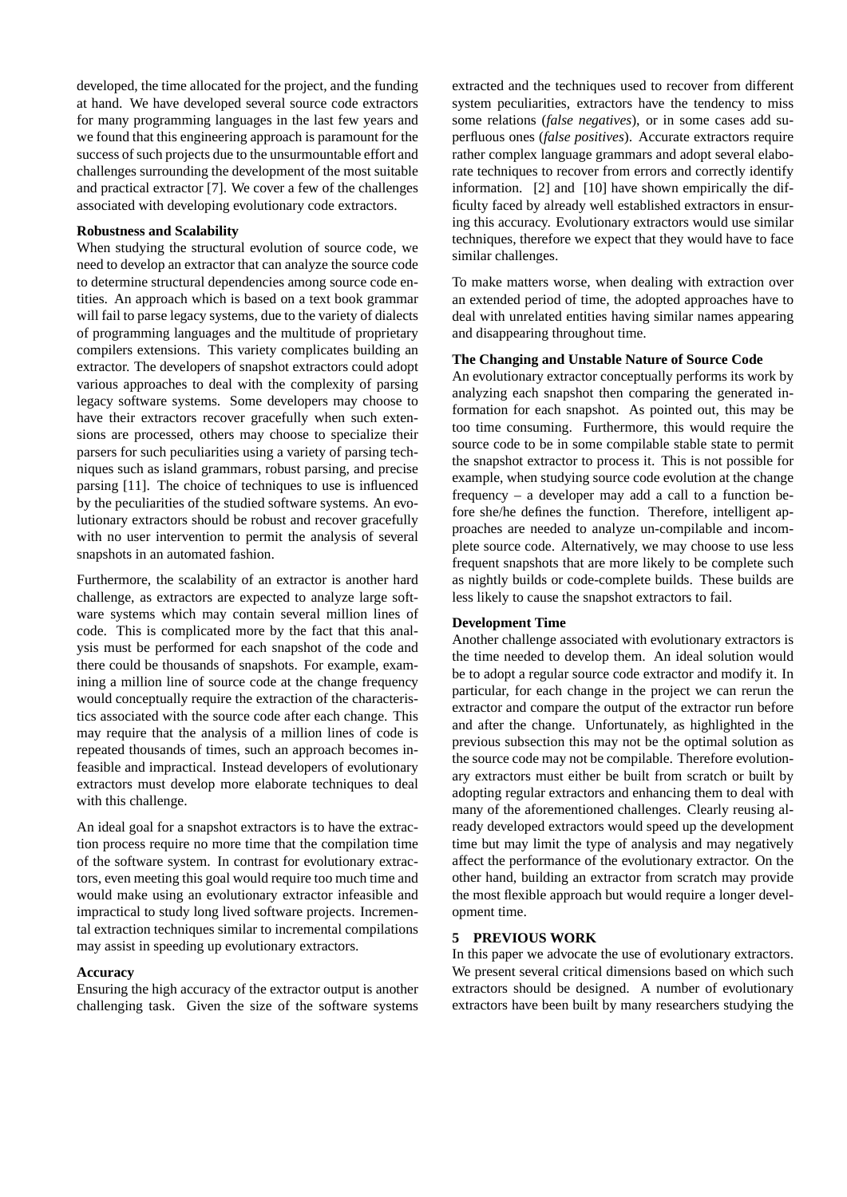developed, the time allocated for the project, and the funding at hand. We have developed several source code extractors for many programming languages in the last few years and we found that this engineering approach is paramount for the success of such projects due to the unsurmountable effort and challenges surrounding the development of the most suitable and practical extractor [7]. We cover a few of the challenges associated with developing evolutionary code extractors.

**Robustness and Scalability**

When studying the structural evolution of source code, we need to develop an extractor that can analyze the source code to determine structural dependencies among source code entities. An approach which is based on a text book grammar will fail to parse legacy systems, due to the variety of dialects of programming languages and the multitude of proprietary compilers extensions. This variety complicates building an extractor. The developers of snapshot extractors could adopt various approaches to deal with the complexity of parsing legacy software systems. Some developers may choose to have their extractors recover gracefully when such extensions are processed, others may choose to specialize their parsers for such peculiarities using a variety of parsing techniques such as island grammars, robust parsing, and precise parsing [11]. The choice of techniques to use is influenced by the peculiarities of the studied software systems. An evolutionary extractors should be robust and recover gracefully with no user intervention to permit the analysis of several snapshots in an automated fashion.

Furthermore, the scalability of an extractor is another hard challenge, as extractors are expected to analyze large software systems which may contain several million lines of code. This is complicated more by the fact that this analysis must be performed for each snapshot of the code and there could be thousands of snapshots. For example, examining a million line of source code at the change frequency would conceptually require the extraction of the characteristics associated with the source code after each change. This may require that the analysis of a million lines of code is repeated thousands of times, such an approach becomes infeasible and impractical. Instead developers of evolutionary extractors must develop more elaborate techniques to deal with this challenge.

An ideal goal for a snapshot extractors is to have the extraction process require no more time that the compilation time of the software system. In contrast for evolutionary extractors, even meeting this goal would require too much time and would make using an evolutionary extractor infeasible and impractical to study long lived software projects. Incremental extraction techniques similar to incremental compilations may assist in speeding up evolutionary extractors.

**Accuracy**

Ensuring the high accuracy of the extractor output is another challenging task. Given the size of the software systems extracted and the techniques used to recover from different system peculiarities, extractors have the tendency to miss some relations (*false negatives*), or in some cases add superfluous ones (*false positives*). Accurate extractors require rather complex language grammars and adopt several elaborate techniques to recover from errors and correctly identify information. [2] and [10] have shown empirically the difficulty faced by already well established extractors in ensuring this accuracy. Evolutionary extractors would use similar techniques, therefore we expect that they would have to face similar challenges.

To make matters worse, when dealing with extraction over an extended period of time, the adopted approaches have to deal with unrelated entities having similar names appearing and disappearing throughout time.

**The Changing and Unstable Nature of Source Code**

An evolutionary extractor conceptually performs its work by analyzing each snapshot then comparing the generated information for each snapshot. As pointed out, this may be too time consuming. Furthermore, this would require the source code to be in some compilable stable state to permit the snapshot extractor to process it. This is not possible for example, when studying source code evolution at the change frequency – a developer may add a call to a function before she/he defines the function. Therefore, intelligent approaches are needed to analyze un-compilable and incomplete source code. Alternatively, we may choose to use less frequent snapshots that are more likely to be complete such as nightly builds or code-complete builds. These builds are less likely to cause the snapshot extractors to fail.

**Development Time**

Another challenge associated with evolutionary extractors is the time needed to develop them. An ideal solution would be to adopt a regular source code extractor and modify it. In particular, for each change in the project we can rerun the extractor and compare the output of the extractor run before and after the change. Unfortunately, as highlighted in the previous subsection this may not be the optimal solution as the source code may not be compilable. Therefore evolutionary extractors must either be built from scratch or built by adopting regular extractors and enhancing them to deal with many of the aforementioned challenges. Clearly reusing already developed extractors would speed up the development time but may limit the type of analysis and may negatively affect the performance of the evolutionary extractor. On the other hand, building an extractor from scratch may provide the most flexible approach but would require a longer development time.

## 5 PREVIOUS WORK

In this paper we advocate the use of evolutionary extractors. We present several critical dimensions based on which such extractors should be designed. A number of evolutionary extractors have been built by many researchers studying the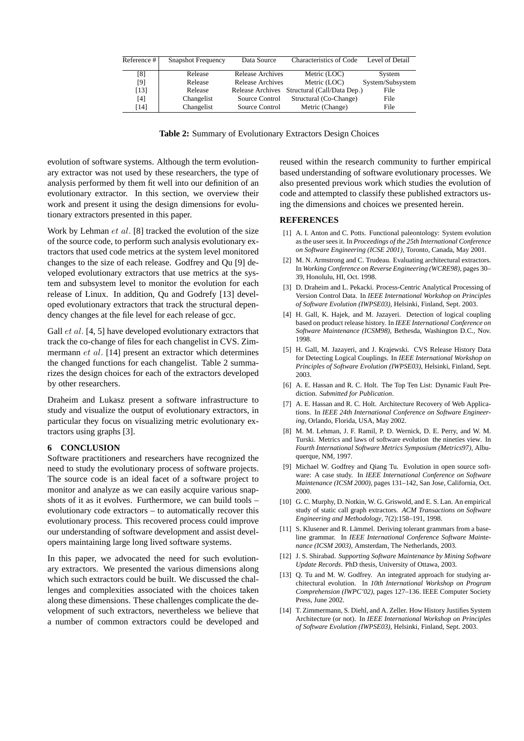| Reference # | Snapshot Frequency | Data Source | Characteristics of Code | Level of Detail |
|---|---|---|---|---|
| [8] | Release | Release Archives | Metric (LOC) | System |
| [9] | Release | Release Archives | Metric (LOC) | System/Subsystem |
| [13] | Release | Release Archives | Structural (Call/Data Dep.) | File |
| [4] | Changelist | Source Control | Structural (Co-Change) | File |
| [14] | Changelist | Source Control | Metric (Change) | File |

**Table 2:** Summary of Evolutionary Extractors Design Choices

evolution of software systems. Although the term evolutionary extractor was not used by these researchers, the type of analysis performed by them fit well into our definition of an evolutionary extractor. In this section, we overview their work and present it using the design dimensions for evolutionary extractors presented in this paper.

Work by Lehman *et al.* [8] tracked the evolution of the size of the source code, to perform such analysis evolutionary extractors that used code metrics at the system level monitored changes to the size of each release. Godfrey and Qu [9] developed evolutionary extractors that use metrics at the system and subsystem level to monitor the evolution for each release of Linux. In addition, Qu and Godrefy [13] developed evolutionary extractors that track the structural dependency changes at the file level for each release of gcc.

Gall *et al.* [4, 5] have developed evolutionary extractors that track the co-change of files for each changelist in CVS. Zimmermann *et al.* [14] present an extractor which determines the changed functions for each changelist. Table 2 summarizes the design choices for each of the extractors developed by other researchers.

Draheim and Lukasz present a software infrastructure to study and visualize the output of evolutionary extractors, in particular they focus on visualizing metric evolutionary extractors using graphs [3].

## 6 CONCLUSION

Software practitioners and researchers have recognized the need to study the evolutionary process of software projects. The source code is an ideal facet of a software project to monitor and analyze as we can easily acquire various snapshots of it as it evolves. Furthermore, we can build tools – evolutionary code extractors – to automatically recover this evolutionary process. This recovered process could improve our understanding of software development and assist developers maintaining large long lived software systems.

In this paper, we advocated the need for such evolutionary extractors. We presented the various dimensions along which such extractors could be built. We discussed the challenges and complexities associated with the choices taken along these dimensions. These challenges complicate the development of such extractors, nevertheless we believe that a number of common extractors could be developed and reused within the research community to further empirical based understanding of software evolutionary processes. We also presented previous work which studies the evolution of code and attempted to classify these published extractors using the dimensions and choices we presented herein.

## REFERENCES

[1] A. I. Anton and C. Potts. Functional paleontology: System evolution as the user sees it. In *Proceedings of the 25th International Conference on Software Engineering (ICSE 2001)*, Toronto, Canada, May 2001.

[2] M. N. Armstrong and C. Trudeau. Evaluating architectural extractors. In *Working Conference on Reverse Engineering (WCRE98)*, pages 30–39, Honolulu, HI, Oct. 1998.

[3] D. Draheim and L. Pekacki. Process-Centric Analytical Processing of Version Control Data. In *IEEE International Workshop on Principles of Software Evolution (IWPSE03)*, Helsinki, Finland, Sept. 2003.

[4] H. Gall, K. Hajek, and M. Jazayeri. Detection of logical coupling based on product release history. In *IEEE International Conference on Software Maintenance (ICSM98)*, Bethesda, Washington D.C., Nov. 1998.

[5] H. Gall, M. Jazayeri, and J. Krajewski. CVS Release History Data for Detecting Logical Couplings. In *IEEE International Workshop on Principles of Software Evolution (IWPSE03)*, Helsinki, Finland, Sept. 2003.

[6] A. E. Hassan and R. C. Holt. The Top Ten List: Dynamic Fault Prediction. *Submitted for Publication*.

[7] A. E. Hassan and R. C. Holt. Architecture Recovery of Web Applications. In *IEEE 24th International Conference on Software Engineering*, Orlando, Florida, USA, May 2002.

[8] M. M. Lehman, J. F. Ramil, P. D. Wernick, D. E. Perry, and W. M. Turski. Metrics and laws of software evolution the nineties view. In *Fourth International Software Metrics Symposium (Metrics97)*, Albuquerque, NM, 1997.

[9] Michael W. Godfrey and Qiang Tu. Evolution in open source software: A case study. In *IEEE International Conference on Software Maintenance (ICSM 2000)*, pages 131–142, San Jose, California, Oct. 2000.

[10] G. C. Murphy, D. Notkin, W. G. Griswold, and E. S. Lan. An empirical study of static call graph extractors. *ACM Transactions on Software Engineering and Methodology*, 7(2):158–191, 1998.

[11] S. Klusener and R. Lämmel. Deriving tolerant grammars from a baseline grammar. In *IEEE International Conference Software Maintenance (ICSM 2003)*, Amsterdam, The Netherlands, 2003.

[12] J. S. Shirabad. *Supporting Software Maintenance by Mining Software Update Records*. PhD thesis, University of Ottawa, 2003.

[13] Q. Tu and M. W. Godfrey. An integrated approach for studying architectural evolution. In *10th International Workshop on Program Comprehension (IWPC'02)*, pages 127–136. IEEE Computer Society Press, June 2002.

[14] T. Zimmermann, S. Diehl, and A. Zeller. How History Justifies System Architecture (or not). In *IEEE International Workshop on Principles of Software Evolution (IWPSE03)*, Helsinki, Finland, Sept. 2003.